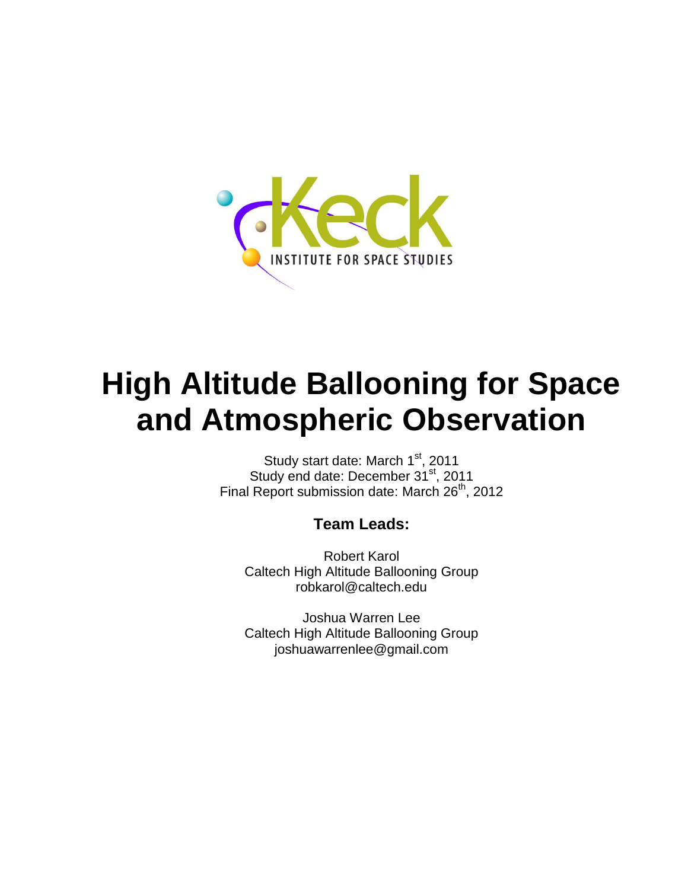Keck

INSTITUTE FOR SPACE STUDIES

# High Altitude Ballooning for Space and Atmospheric Observation

Study start date: March 1st, 2011
Study end date: December 31st, 2011
Final Report submission date: March 26th, 2012

### Team Leads:

Robert Karol
Caltech High Altitude Ballooning Group
robkarol@caltech.edu

Joshua Warren Lee
Caltech High Altitude Ballooning Group
joshuawarrenlee@gmail.com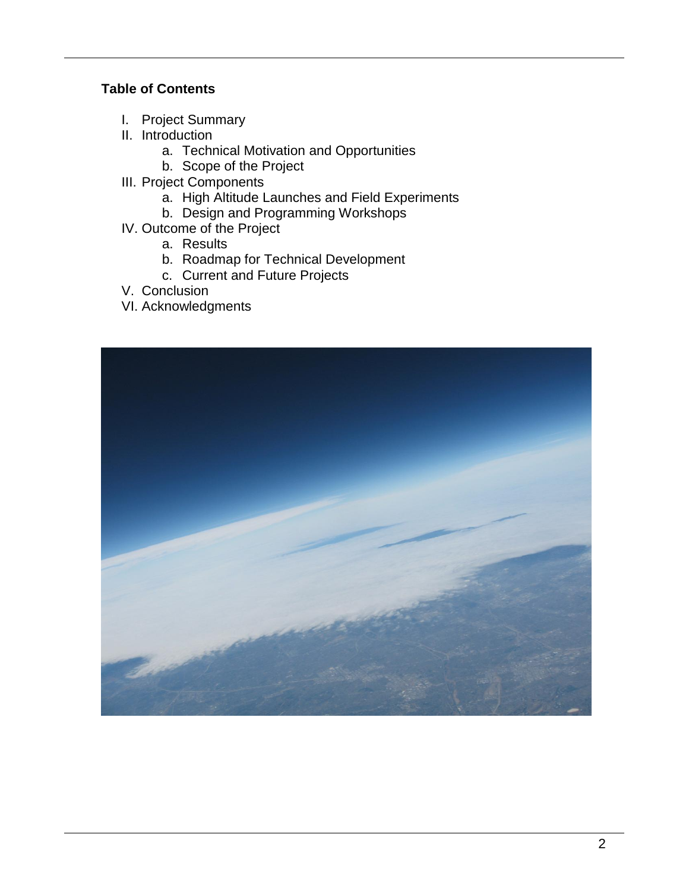**Table of Contents**

I. Project Summary
II. Introduction
    a. Technical Motivation and Opportunities
    b. Scope of the Project
III. Project Components
    a. High Altitude Launches and Field Experiments
    b. Design and Programming Workshops
IV. Outcome of the Project
    a. Results
    b. Roadmap for Technical Development
    c. Current and Future Projects
V. Conclusion
VI. Acknowledgments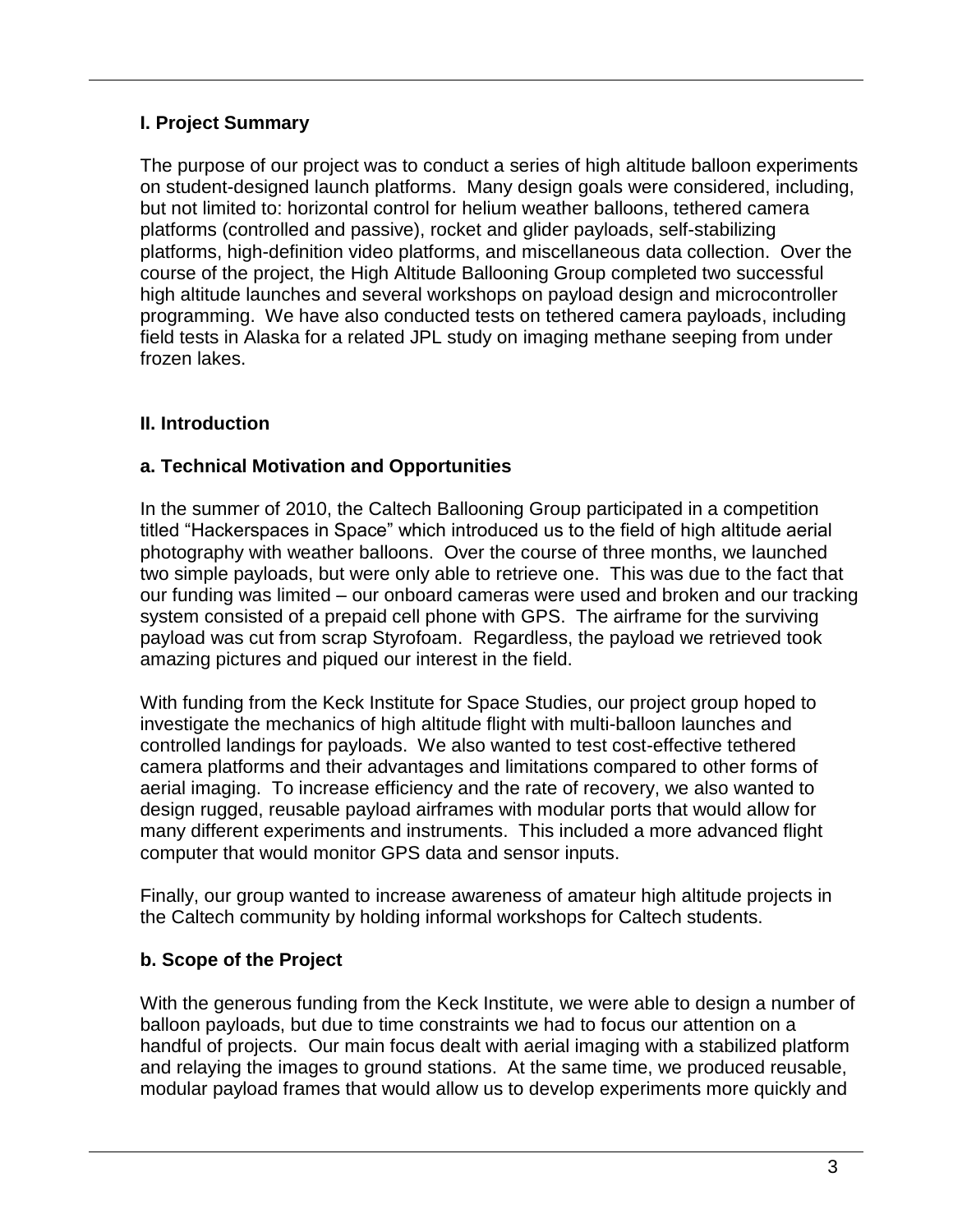## I. Project Summary

The purpose of our project was to conduct a series of high altitude balloon experiments on student-designed launch platforms. Many design goals were considered, including, but not limited to: horizontal control for helium weather balloons, tethered camera platforms (controlled and passive), rocket and glider payloads, self-stabilizing platforms, high-definition video platforms, and miscellaneous data collection. Over the course of the project, the High Altitude Ballooning Group completed two successful high altitude launches and several workshops on payload design and microcontroller programming. We have also conducted tests on tethered camera payloads, including field tests in Alaska for a related JPL study on imaging methane seeping from under frozen lakes.

## II. Introduction

### a. Technical Motivation and Opportunities

In the summer of 2010, the Caltech Ballooning Group participated in a competition titled "Hackerspaces in Space" which introduced us to the field of high altitude aerial photography with weather balloons. Over the course of three months, we launched two simple payloads, but were only able to retrieve one. This was due to the fact that our funding was limited – our onboard cameras were used and broken and our tracking system consisted of a prepaid cell phone with GPS. The airframe for the surviving payload was cut from scrap Styrofoam. Regardless, the payload we retrieved took amazing pictures and piqued our interest in the field.

With funding from the Keck Institute for Space Studies, our project group hoped to investigate the mechanics of high altitude flight with multi-balloon launches and controlled landings for payloads. We also wanted to test cost-effective tethered camera platforms and their advantages and limitations compared to other forms of aerial imaging. To increase efficiency and the rate of recovery, we also wanted to design rugged, reusable payload airframes with modular ports that would allow for many different experiments and instruments. This included a more advanced flight computer that would monitor GPS data and sensor inputs.

Finally, our group wanted to increase awareness of amateur high altitude projects in the Caltech community by holding informal workshops for Caltech students.

### b. Scope of the Project

With the generous funding from the Keck Institute, we were able to design a number of balloon payloads, but due to time constraints we had to focus our attention on a handful of projects. Our main focus dealt with aerial imaging with a stabilized platform and relaying the images to ground stations. At the same time, we produced reusable, modular payload frames that would allow us to develop experiments more quickly and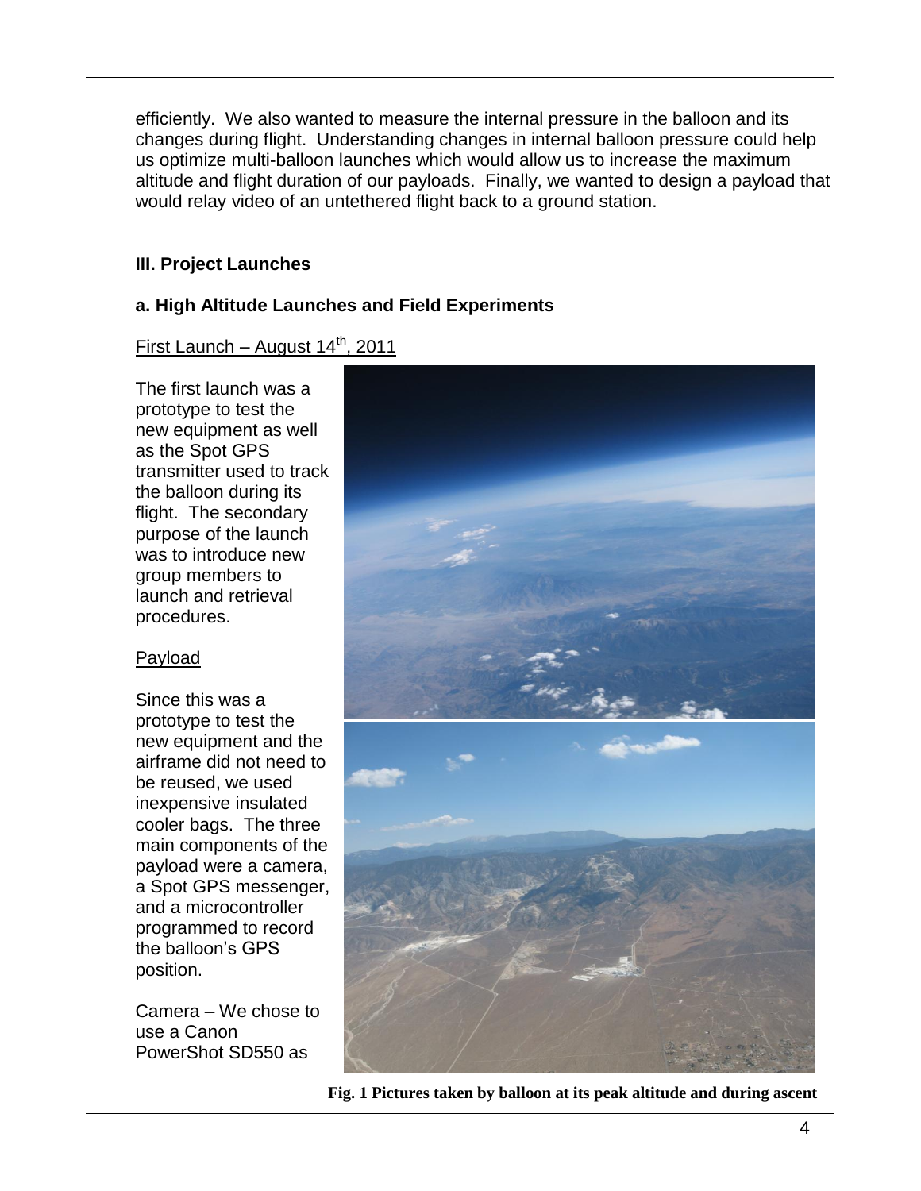efficiently. We also wanted to measure the internal pressure in the balloon and its changes during flight. Understanding changes in internal balloon pressure could help us optimize multi-balloon launches which would allow us to increase the maximum altitude and flight duration of our payloads. Finally, we wanted to design a payload that would relay video of an untethered flight back to a ground station.

## III. Project Launches

### a. High Altitude Launches and Field Experiments

First Launch – August 14th, 2011

The first launch was a prototype to test the new equipment as well as the Spot GPS transmitter used to track the balloon during its flight. The secondary purpose of the launch was to introduce new group members to launch and retrieval procedures.

Payload

Since this was a prototype to test the new equipment and the airframe did not need to be reused, we used inexpensive insulated cooler bags. The three main components of the payload were a camera, a Spot GPS messenger, and a microcontroller programmed to record the balloon's GPS position.

Camera – We chose to use a Canon PowerShot SD550 as

**Fig. 1 Pictures taken by balloon at its peak altitude and during ascent**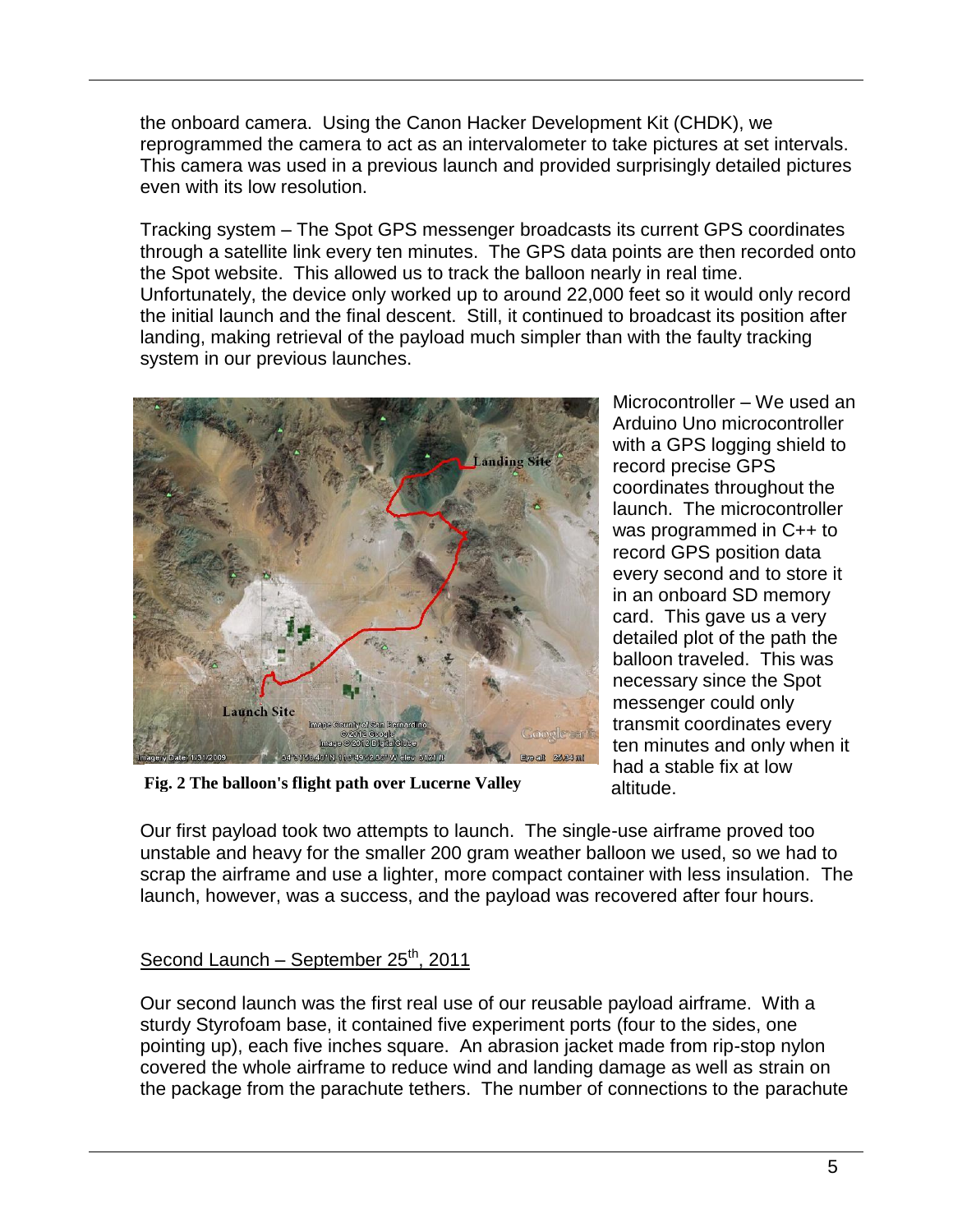the onboard camera. Using the Canon Hacker Development Kit (CHDK), we reprogrammed the camera to act as an intervalometer to take pictures at set intervals. This camera was used in a previous launch and provided surprisingly detailed pictures even with its low resolution.

Tracking system – The Spot GPS messenger broadcasts its current GPS coordinates through a satellite link every ten minutes. The GPS data points are then recorded onto the Spot website. This allowed us to track the balloon nearly in real time. Unfortunately, the device only worked up to around 22,000 feet so it would only record the initial launch and the final descent. Still, it continued to broadcast its position after landing, making retrieval of the payload much simpler than with the faulty tracking system in our previous launches.

**Fig. 2 The balloon's flight path over Lucerne Valley**

Microcontroller – We used an Arduino Uno microcontroller with a GPS logging shield to record precise GPS coordinates throughout the launch. The microcontroller was programmed in C++ to record GPS position data every second and to store it in an onboard SD memory card. This gave us a very detailed plot of the path the balloon traveled. This was necessary since the Spot messenger could only transmit coordinates every ten minutes and only when it had a stable fix at low altitude.

Our first payload took two attempts to launch. The single-use airframe proved too unstable and heavy for the smaller 200 gram weather balloon we used, so we had to scrap the airframe and use a lighter, more compact container with less insulation. The launch, however, was a success, and the payload was recovered after four hours.

<u>Second Launch – September 25th, 2011</u>

Our second launch was the first real use of our reusable payload airframe. With a sturdy Styrofoam base, it contained five experiment ports (four to the sides, one pointing up), each five inches square. An abrasion jacket made from rip-stop nylon covered the whole airframe to reduce wind and landing damage as well as strain on the package from the parachute tethers. The number of connections to the parachute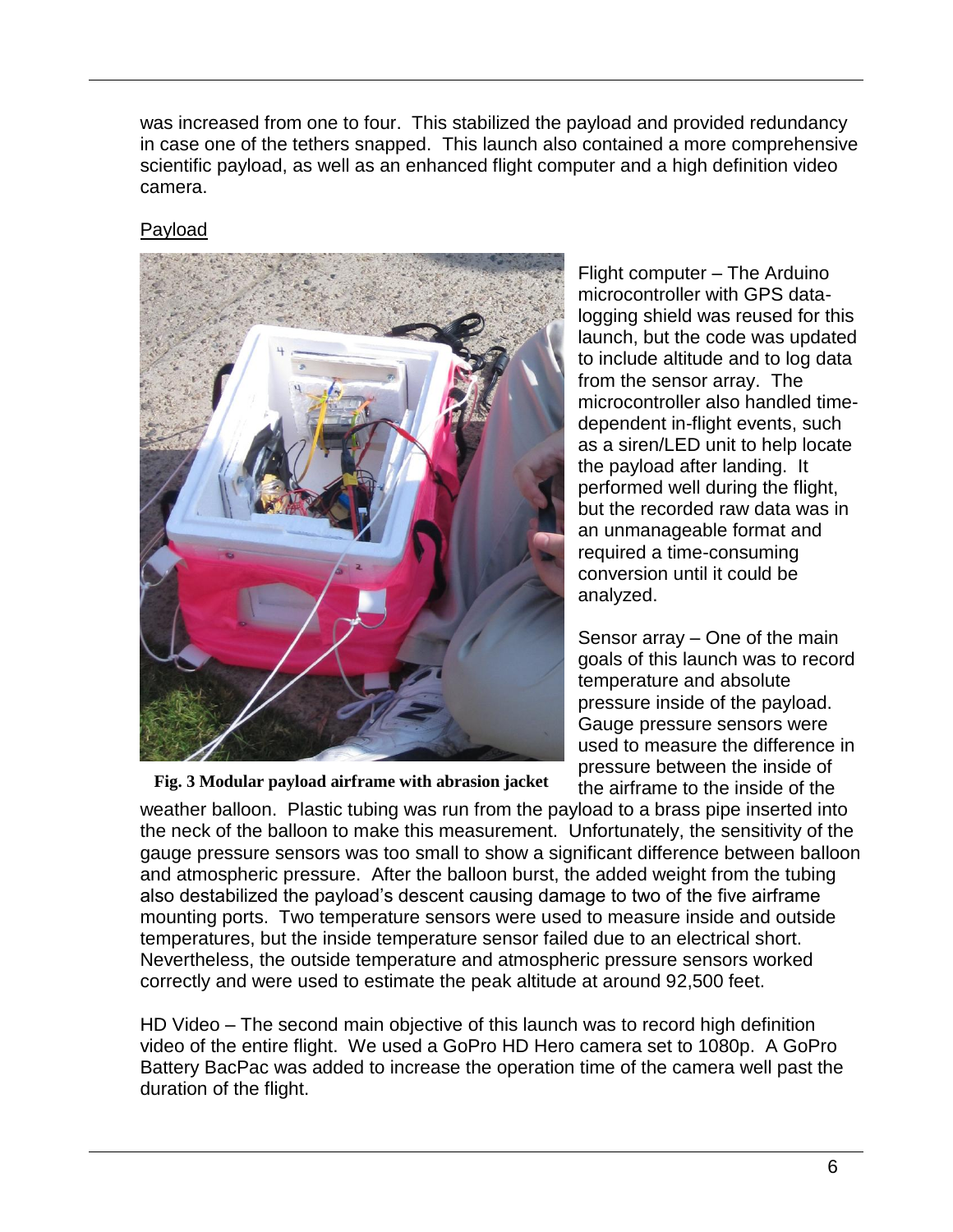was increased from one to four. This stabilized the payload and provided redundancy in case one of the tethers snapped. This launch also contained a more comprehensive scientific payload, as well as an enhanced flight computer and a high definition video camera.

Payload

**Fig. 3 Modular payload airframe with abrasion jacket**

Flight computer – The Arduino microcontroller with GPS data-logging shield was reused for this launch, but the code was updated to include altitude and to log data from the sensor array. The microcontroller also handled time-dependent in-flight events, such as a siren/LED unit to help locate the payload after landing. It performed well during the flight, but the recorded raw data was in an unmanageable format and required a time-consuming conversion until it could be analyzed.

Sensor array – One of the main goals of this launch was to record temperature and absolute pressure inside of the payload. Gauge pressure sensors were used to measure the difference in pressure between the inside of the airframe to the inside of the weather balloon. Plastic tubing was run from the payload to a brass pipe inserted into the neck of the balloon to make this measurement. Unfortunately, the sensitivity of the gauge pressure sensors was too small to show a significant difference between balloon and atmospheric pressure. After the balloon burst, the added weight from the tubing also destabilized the payload's descent causing damage to two of the five airframe mounting ports. Two temperature sensors were used to measure inside and outside temperatures, but the inside temperature sensor failed due to an electrical short. Nevertheless, the outside temperature and atmospheric pressure sensors worked correctly and were used to estimate the peak altitude at around 92,500 feet.

HD Video – The second main objective of this launch was to record high definition video of the entire flight. We used a GoPro HD Hero camera set to 1080p. A GoPro Battery BacPac was added to increase the operation time of the camera well past the duration of the flight.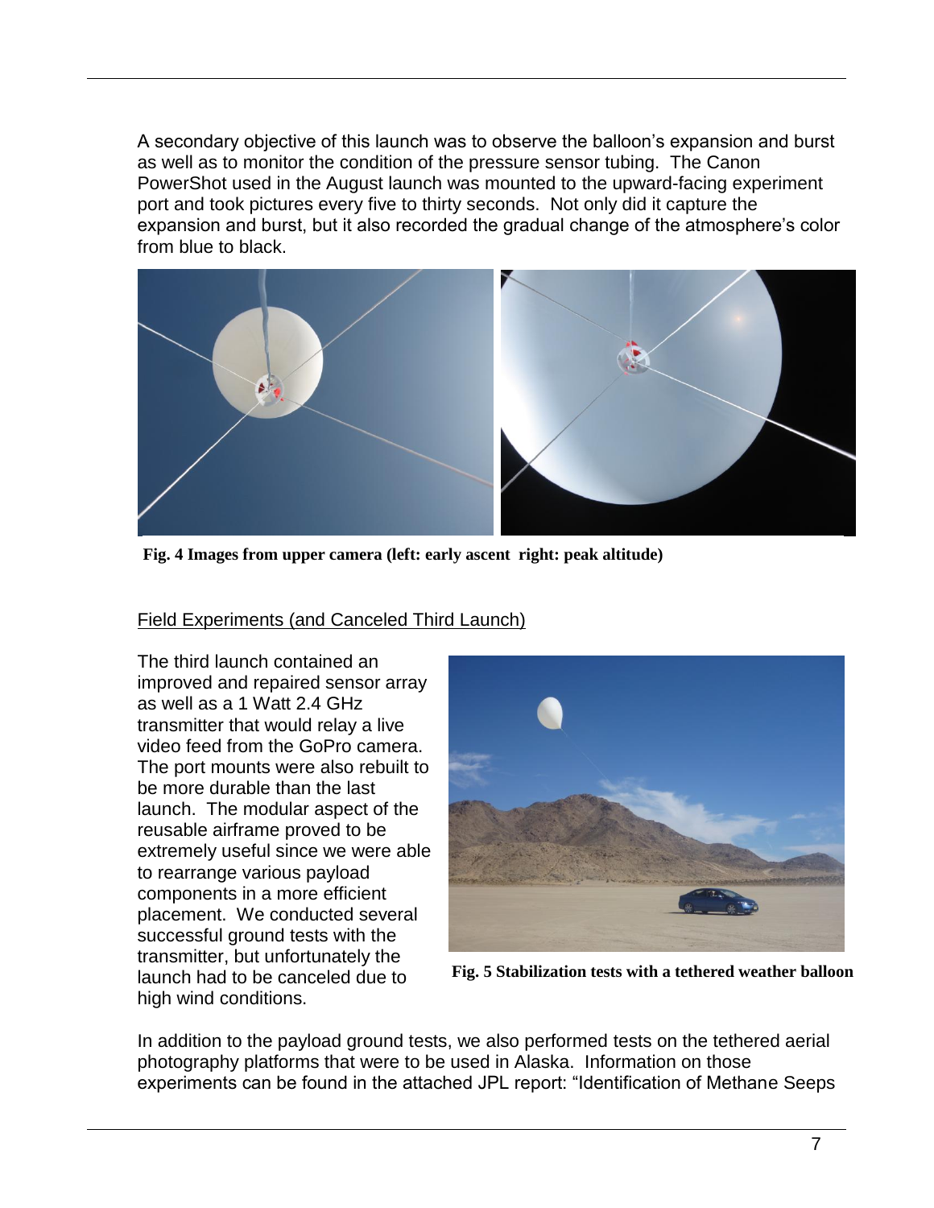A secondary objective of this launch was to observe the balloon's expansion and burst as well as to monitor the condition of the pressure sensor tubing. The Canon PowerShot used in the August launch was mounted to the upward-facing experiment port and took pictures every five to thirty seconds. Not only did it capture the expansion and burst, but it also recorded the gradual change of the atmosphere's color from blue to black.

**Fig. 4 Images from upper camera (left: early ascent right: peak altitude)**

<u>Field Experiments (and Canceled Third Launch)</u>

The third launch contained an improved and repaired sensor array as well as a 1 Watt 2.4 GHz transmitter that would relay a live video feed from the GoPro camera. The port mounts were also rebuilt to be more durable than the last launch. The modular aspect of the reusable airframe proved to be extremely useful since we were able to rearrange various payload components in a more efficient placement. We conducted several successful ground tests with the transmitter, but unfortunately the launch had to be canceled due to high wind conditions.

**Fig. 5 Stabilization tests with a tethered weather balloon**

In addition to the payload ground tests, we also performed tests on the tethered aerial photography platforms that were to be used in Alaska. Information on those experiments can be found in the attached JPL report: "Identification of Methane Seeps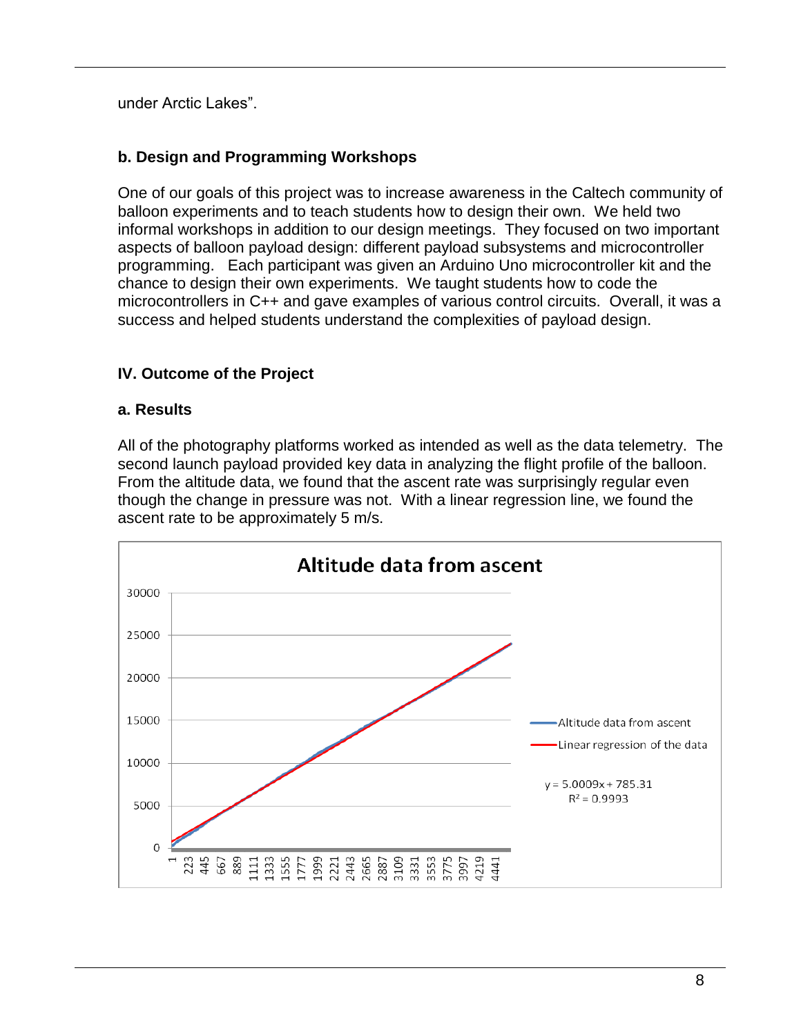under Arctic Lakes”.

### b. Design and Programming Workshops

One of our goals of this project was to increase awareness in the Caltech community of balloon experiments and to teach students how to design their own. We held two informal workshops in addition to our design meetings. They focused on two important aspects of balloon payload design: different payload subsystems and microcontroller programming. Each participant was given an Arduino Uno microcontroller kit and the chance to design their own experiments. We taught students how to code the microcontrollers in C++ and gave examples of various control circuits. Overall, it was a success and helped students understand the complexities of payload design.

## IV. Outcome of the Project

### a. Results

All of the photography platforms worked as intended as well as the data telemetry. The second launch payload provided key data in analyzing the flight profile of the balloon. From the altitude data, we found that the ascent rate was surprisingly regular even though the change in pressure was not. With a linear regression line, we found the ascent rate to be approximately 5 m/s.

**Altitude data from ascent**

- Altitude data from ascent
- Linear regression of the data

$y = 5.0009x + 785.31$

$R^2 = 0.9993$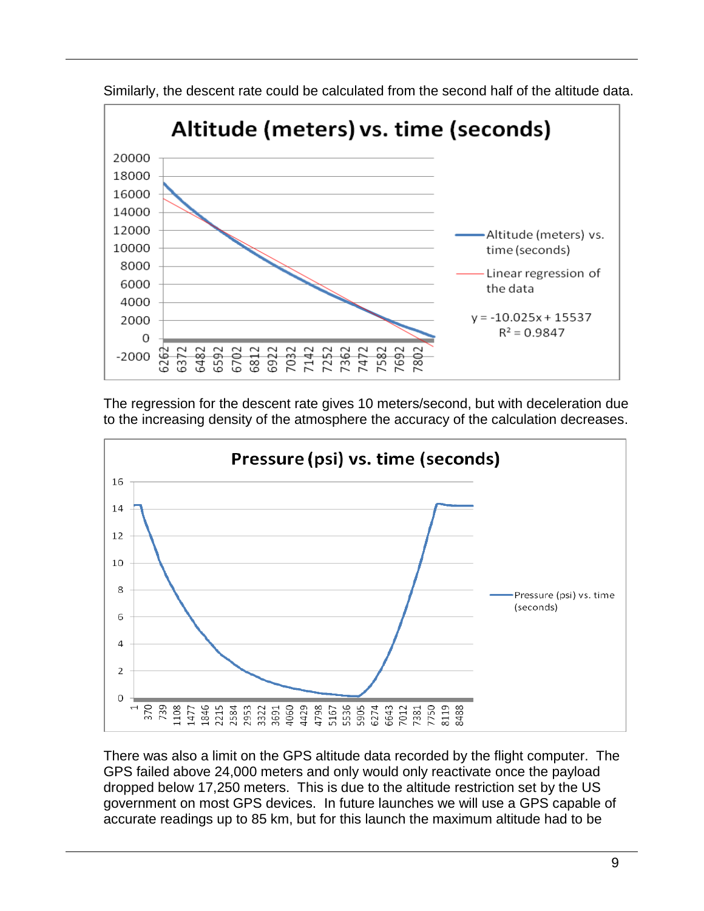Similarly, the descent rate could be calculated from the second half of the altitude data.

The regression for the descent rate gives 10 meters/second, but with deceleration due to the increasing density of the atmosphere the accuracy of the calculation decreases.

There was also a limit on the GPS altitude data recorded by the flight computer. The GPS failed above 24,000 meters and only would only reactivate once the payload dropped below 17,250 meters. This is due to the altitude restriction set by the US government on most GPS devices. In future launches we will use a GPS capable of accurate readings up to 85 km, but for this launch the maximum altitude had to be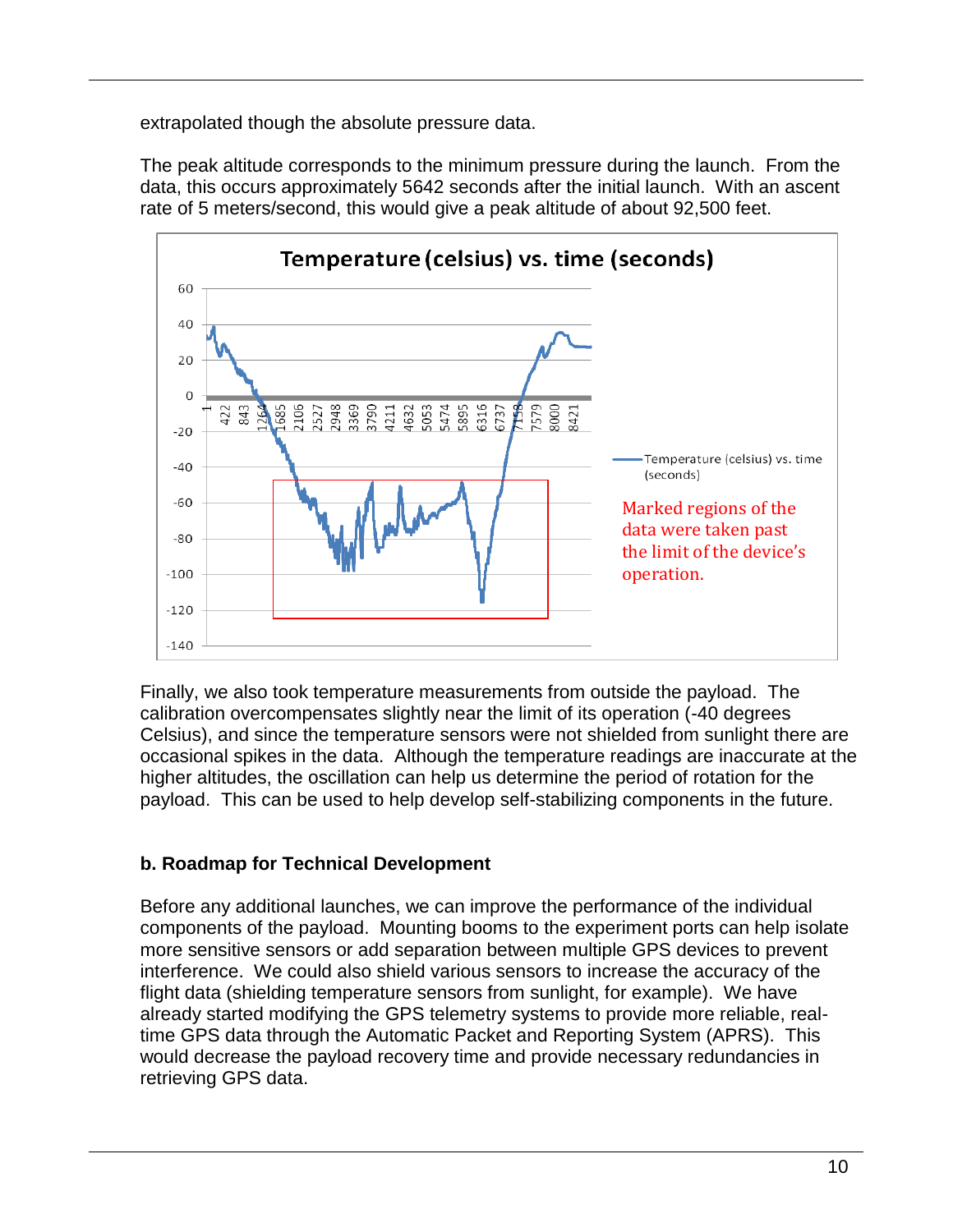extrapolated though the absolute pressure data.

The peak altitude corresponds to the minimum pressure during the launch. From the data, this occurs approximately 5642 seconds after the initial launch. With an ascent rate of 5 meters/second, this would give a peak altitude of about 92,500 feet.

**Temperature (celsius) vs. time (seconds)**

Marked regions of the data were taken past the limit of the device's operation.

Finally, we also took temperature measurements from outside the payload. The calibration overcompensates slightly near the limit of its operation (-40 degrees Celsius), and since the temperature sensors were not shielded from sunlight there are occasional spikes in the data. Although the temperature readings are inaccurate at the higher altitudes, the oscillation can help us determine the period of rotation for the payload. This can be used to help develop self-stabilizing components in the future.

### b. Roadmap for Technical Development

Before any additional launches, we can improve the performance of the individual components of the payload. Mounting booms to the experiment ports can help isolate more sensitive sensors or add separation between multiple GPS devices to prevent interference. We could also shield various sensors to increase the accuracy of the flight data (shielding temperature sensors from sunlight, for example). We have already started modifying the GPS telemetry systems to provide more reliable, real-time GPS data through the Automatic Packet and Reporting System (APRS). This would decrease the payload recovery time and provide necessary redundancies in retrieving GPS data.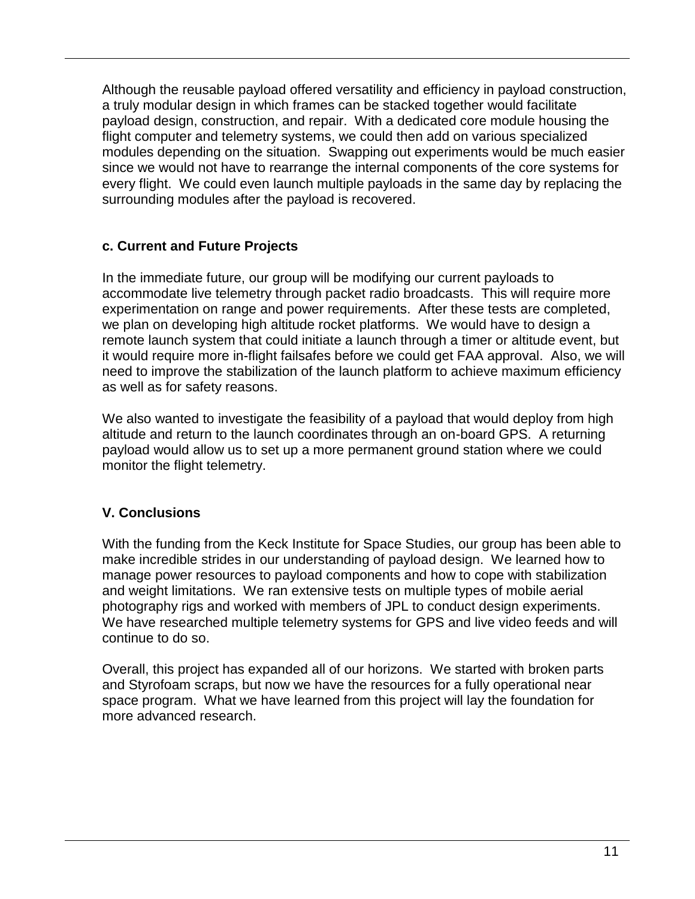Although the reusable payload offered versatility and efficiency in payload construction, a truly modular design in which frames can be stacked together would facilitate payload design, construction, and repair. With a dedicated core module housing the flight computer and telemetry systems, we could then add on various specialized modules depending on the situation. Swapping out experiments would be much easier since we would not have to rearrange the internal components of the core systems for every flight. We could even launch multiple payloads in the same day by replacing the surrounding modules after the payload is recovered.

### c. Current and Future Projects

In the immediate future, our group will be modifying our current payloads to accommodate live telemetry through packet radio broadcasts. This will require more experimentation on range and power requirements. After these tests are completed, we plan on developing high altitude rocket platforms. We would have to design a remote launch system that could initiate a launch through a timer or altitude event, but it would require more in-flight failsafes before we could get FAA approval. Also, we will need to improve the stabilization of the launch platform to achieve maximum efficiency as well as for safety reasons.

We also wanted to investigate the feasibility of a payload that would deploy from high altitude and return to the launch coordinates through an on-board GPS. A returning payload would allow us to set up a more permanent ground station where we could monitor the flight telemetry.

## V. Conclusions

With the funding from the Keck Institute for Space Studies, our group has been able to make incredible strides in our understanding of payload design. We learned how to manage power resources to payload components and how to cope with stabilization and weight limitations. We ran extensive tests on multiple types of mobile aerial photography rigs and worked with members of JPL to conduct design experiments. We have researched multiple telemetry systems for GPS and live video feeds and will continue to do so.

Overall, this project has expanded all of our horizons. We started with broken parts and Styrofoam scraps, but now we have the resources for a fully operational near space program. What we have learned from this project will lay the foundation for more advanced research.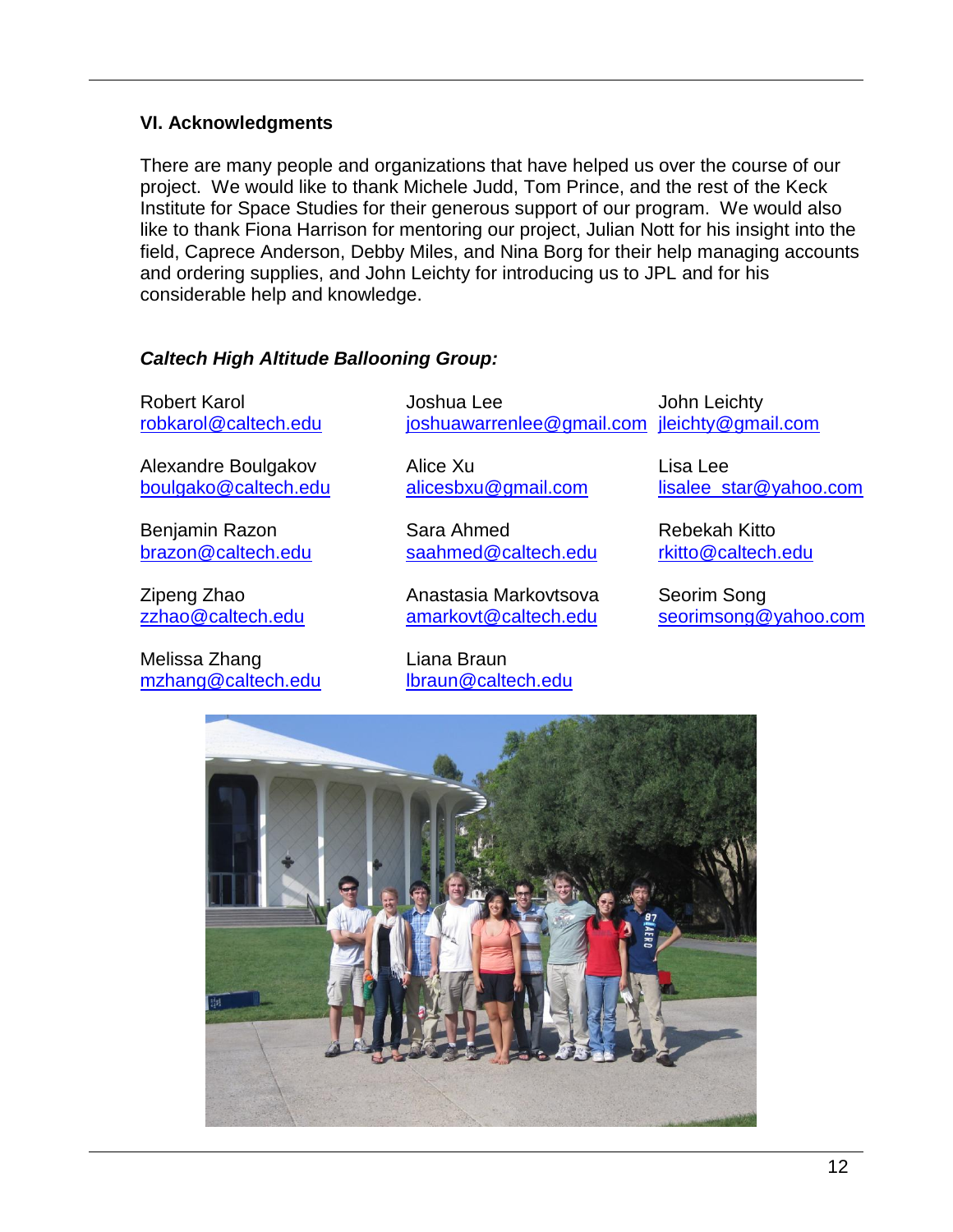## VI. Acknowledgments

There are many people and organizations that have helped us over the course of our project. We would like to thank Michele Judd, Tom Prince, and the rest of the Keck Institute for Space Studies for their generous support of our program. We would also like to thank Fiona Harrison for mentoring our project, Julian Nott for his insight into the field, Caprece Anderson, Debby Miles, and Nina Borg for their help managing accounts and ordering supplies, and John Leichty for introducing us to JPL and for his considerable help and knowledge.

### *Caltech High Altitude Ballooning Group:*

Robert Karol
robkarol@caltech.edu

Alexandre Boulgakov
boulgako@caltech.edu

Benjamin Razon
brazon@caltech.edu

Zipeng Zhao
zzhao@caltech.edu

Melissa Zhang
mzhang@caltech.edu

Joshua Lee
joshuawarrenlee@gmail.com

Alice Xu
alicesbxu@gmail.com

Sara Ahmed
saahmed@caltech.edu

Anastasia Markovtsova
amarkovt@caltech.edu

Liana Braun
lbraun@caltech.edu

John Leichty
jleichty@gmail.com

Lisa Lee
lisalee_star@yahoo.com

Rebekah Kitto
rkitto@caltech.edu

Seorim Song
seorimsong@yahoo.com